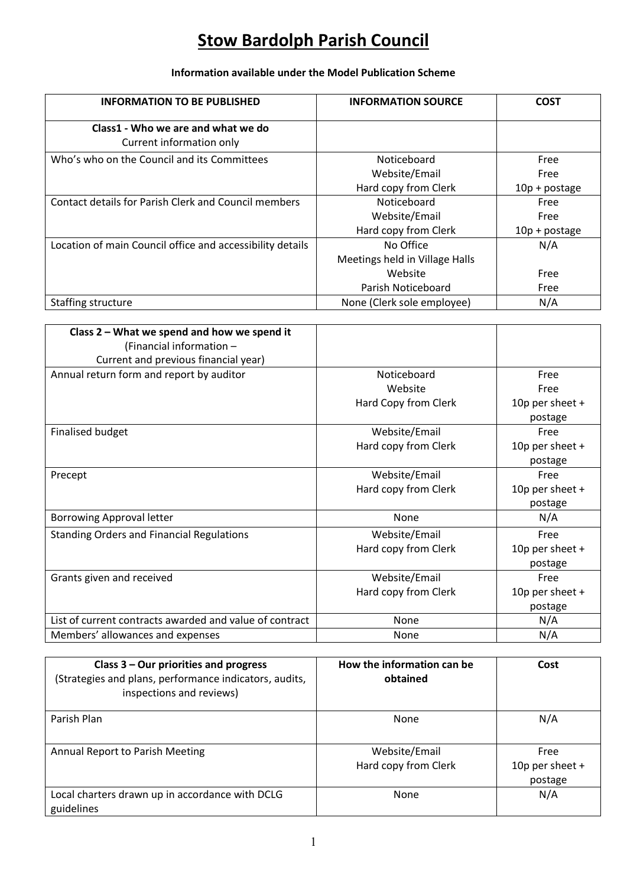# Stow Bardolph Parish Council

**Information available under the Model Publication Scheme**

| **INFORMATION TO BE PUBLISHED** | **INFORMATION SOURCE** | **COST** |
|---|---|---|
| **Class1 - Who we are and what we do**<br>Current information only | | |
| Who's who on the Council and its Committees | Noticeboard<br>Website/Email<br>Hard copy from Clerk | Free<br>Free<br>10p + postage |
| Contact details for Parish Clerk and Council members | Noticeboard<br>Website/Email<br>Hard copy from Clerk | Free<br>Free<br>10p + postage |
| Location of main Council office and accessibility details | No Office<br>Meetings held in Village Halls<br>Website<br>Parish Noticeboard | N/A<br><br>Free<br>Free |
| Staffing structure | None (Clerk sole employee) | N/A |

| **Class 2 – What we spend and how we spend it**<br>(Financial information –<br>Current and previous financial year) | | |
|---|---|---|
| Annual return form and report by auditor | Noticeboard<br>Website<br>Hard Copy from Clerk | Free<br>Free<br>10p per sheet + postage |
| Finalised budget | Website/Email<br>Hard copy from Clerk | Free<br>10p per sheet + postage |
| Precept | Website/Email<br>Hard copy from Clerk | Free<br>10p per sheet + postage |
| Borrowing Approval letter | None | N/A |
| Standing Orders and Financial Regulations | Website/Email<br>Hard copy from Clerk | Free<br>10p per sheet + postage |
| Grants given and received | Website/Email<br>Hard copy from Clerk | Free<br>10p per sheet + postage |
| List of current contracts awarded and value of contract | None | N/A |
| Members' allowances and expenses | None | N/A |

| **Class 3 – Our priorities and progress**<br>(Strategies and plans, performance indicators, audits, inspections and reviews) | **How the information can be obtained** | **Cost** |
|---|---|---|
| Parish Plan | None | N/A |
| Annual Report to Parish Meeting | Website/Email<br>Hard copy from Clerk | Free<br>10p per sheet + postage |
| Local charters drawn up in accordance with DCLG guidelines | None | N/A |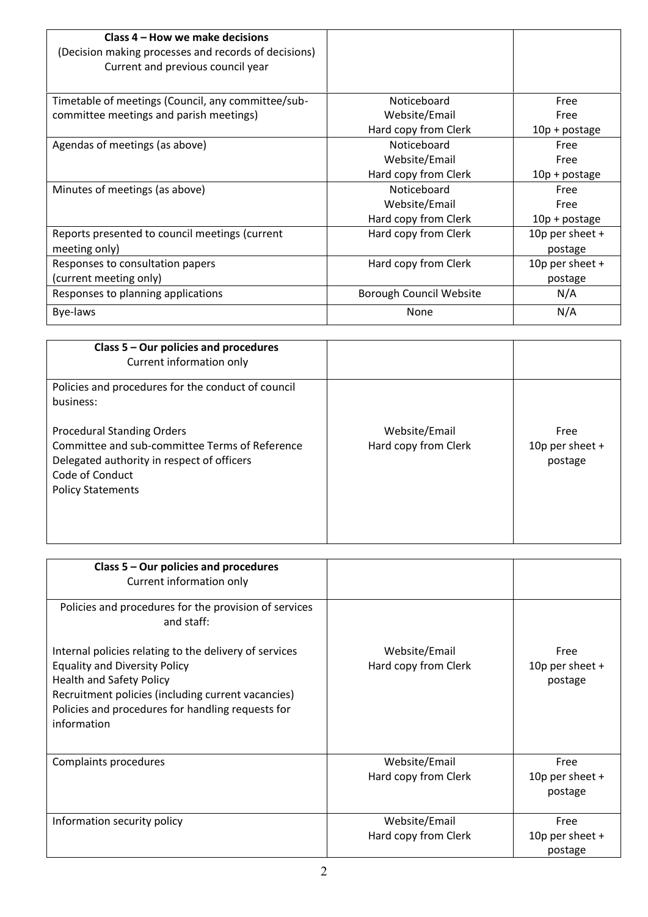| **Class 4 – How we make decisions** (Decision making processes and records of decisions) Current and previous council year | | |
|---|---|---|
| Timetable of meetings (Council, any committee/sub-committee meetings and parish meetings) | Noticeboard<br>Website/Email<br>Hard copy from Clerk | Free<br>Free<br>10p + postage |
| Agendas of meetings (as above) | Noticeboard<br>Website/Email<br>Hard copy from Clerk | Free<br>Free<br>10p + postage |
| Minutes of meetings (as above) | Noticeboard<br>Website/Email<br>Hard copy from Clerk | Free<br>Free<br>10p + postage |
| Reports presented to council meetings (current meeting only) | Hard copy from Clerk | 10p per sheet + postage |
| Responses to consultation papers (current meeting only) | Hard copy from Clerk | 10p per sheet + postage |
| Responses to planning applications | Borough Council Website | N/A |
| Bye-laws | None | N/A |

| **Class 5 – Our policies and procedures** Current information only | | |
|---|---|---|
| Policies and procedures for the conduct of council business:<br><br>Procedural Standing Orders<br>Committee and sub-committee Terms of Reference<br>Delegated authority in respect of officers<br>Code of Conduct<br>Policy Statements | Website/Email<br>Hard copy from Clerk | Free<br>10p per sheet + postage |

| **Class 5 – Our policies and procedures** Current information only | | |
|---|---|---|
| Policies and procedures for the provision of services and staff:<br><br>Internal policies relating to the delivery of services<br>Equality and Diversity Policy<br>Health and Safety Policy<br>Recruitment policies (including current vacancies)<br>Policies and procedures for handling requests for information | Website/Email<br>Hard copy from Clerk | Free<br>10p per sheet + postage |
| Complaints procedures | Website/Email<br>Hard copy from Clerk | Free<br>10p per sheet + postage |
| Information security policy | Website/Email<br>Hard copy from Clerk | Free<br>10p per sheet + postage |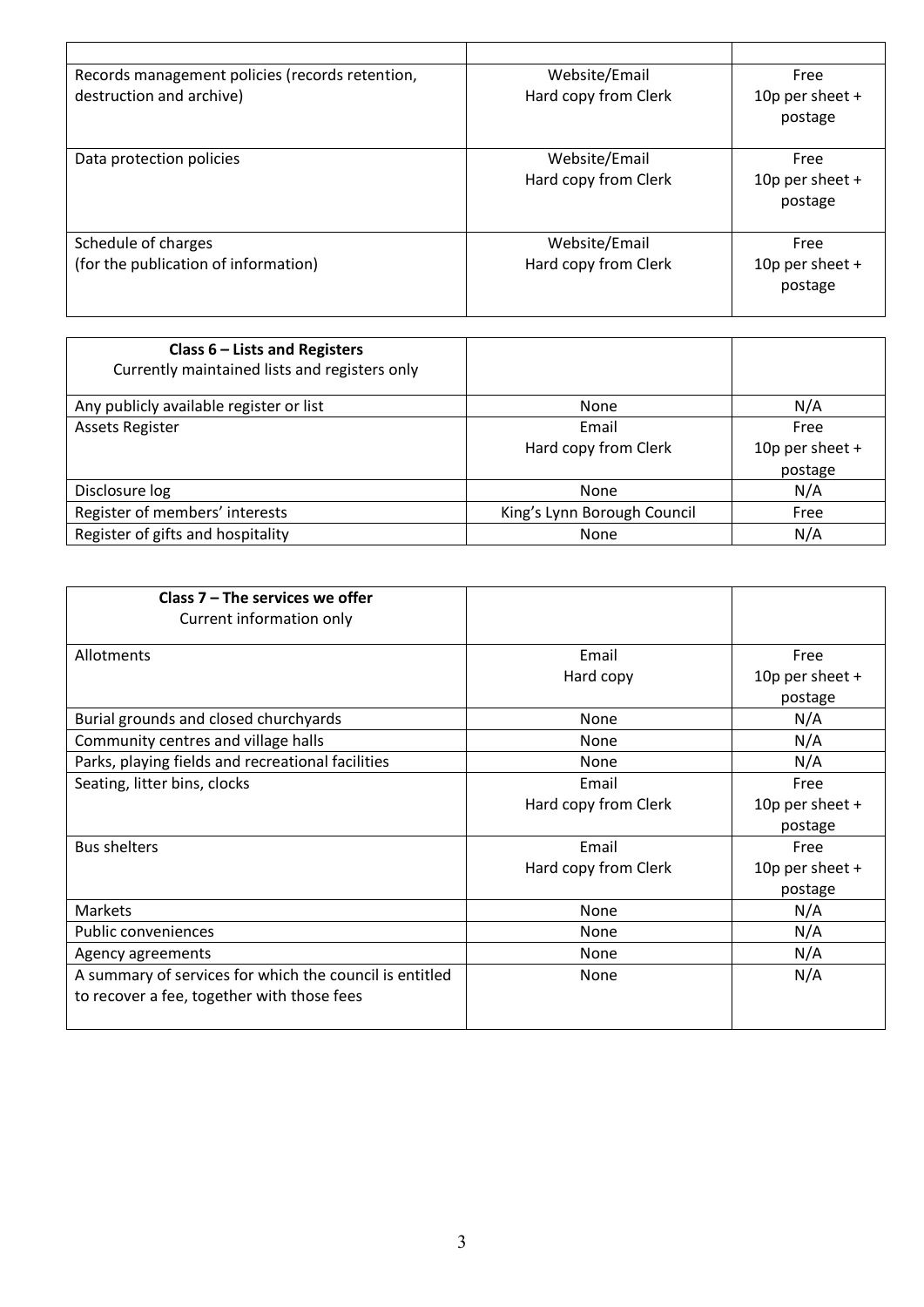| | | |
|---|---|---|
| Records management policies (records retention, destruction and archive) | Website/Email<br>Hard copy from Clerk | Free<br>10p per sheet + postage |
| Data protection policies | Website/Email<br>Hard copy from Clerk | Free<br>10p per sheet + postage |
| Schedule of charges<br>(for the publication of information) | Website/Email<br>Hard copy from Clerk | Free<br>10p per sheet + postage |

| **Class 6 – Lists and Registers**<br>Currently maintained lists and registers only | | |
|---|---|---|
| Any publicly available register or list | None | N/A |
| Assets Register | Email<br>Hard copy from Clerk | Free<br>10p per sheet + postage |
| Disclosure log | None | N/A |
| Register of members' interests | King's Lynn Borough Council | Free |
| Register of gifts and hospitality | None | N/A |

| **Class 7 – The services we offer**<br>Current information only | | |
|---|---|---|
| Allotments | Email<br>Hard copy | Free<br>10p per sheet + postage |
| Burial grounds and closed churchyards | None | N/A |
| Community centres and village halls | None | N/A |
| Parks, playing fields and recreational facilities | None | N/A |
| Seating, litter bins, clocks | Email<br>Hard copy from Clerk | Free<br>10p per sheet + postage |
| Bus shelters | Email<br>Hard copy from Clerk | Free<br>10p per sheet + postage |
| Markets | None | N/A |
| Public conveniences | None | N/A |
| Agency agreements | None | N/A |
| A summary of services for which the council is entitled to recover a fee, together with those fees | None | N/A |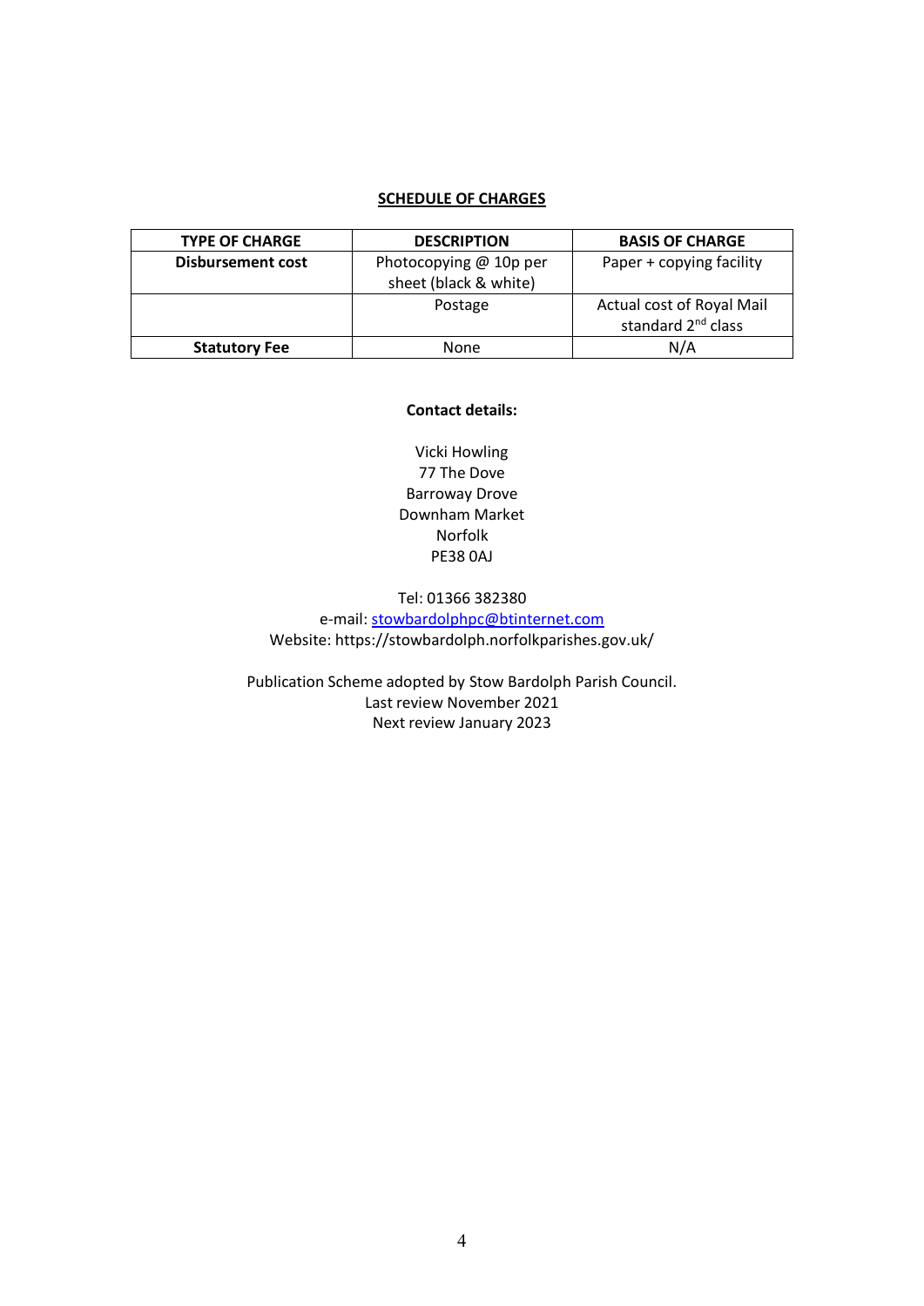**SCHEDULE OF CHARGES**

| TYPE OF CHARGE | DESCRIPTION | BASIS OF CHARGE |
|---|---|---|
| **Disbursement cost** | Photocopying @ 10p per sheet (black & white) | Paper + copying facility |
| | Postage | Actual cost of Royal Mail standard 2nd class |
| **Statutory Fee** | None | N/A |

**Contact details:**

Vicki Howling
77 The Dove
Barroway Drove
Downham Market
Norfolk
PE38 0AJ

Tel: 01366 382380
e-mail: stowbardolphpc@btinternet.com
Website: https://stowbardolph.norfolkparishes.gov.uk/

Publication Scheme adopted by Stow Bardolph Parish Council.
Last review November 2021
Next review January 2023